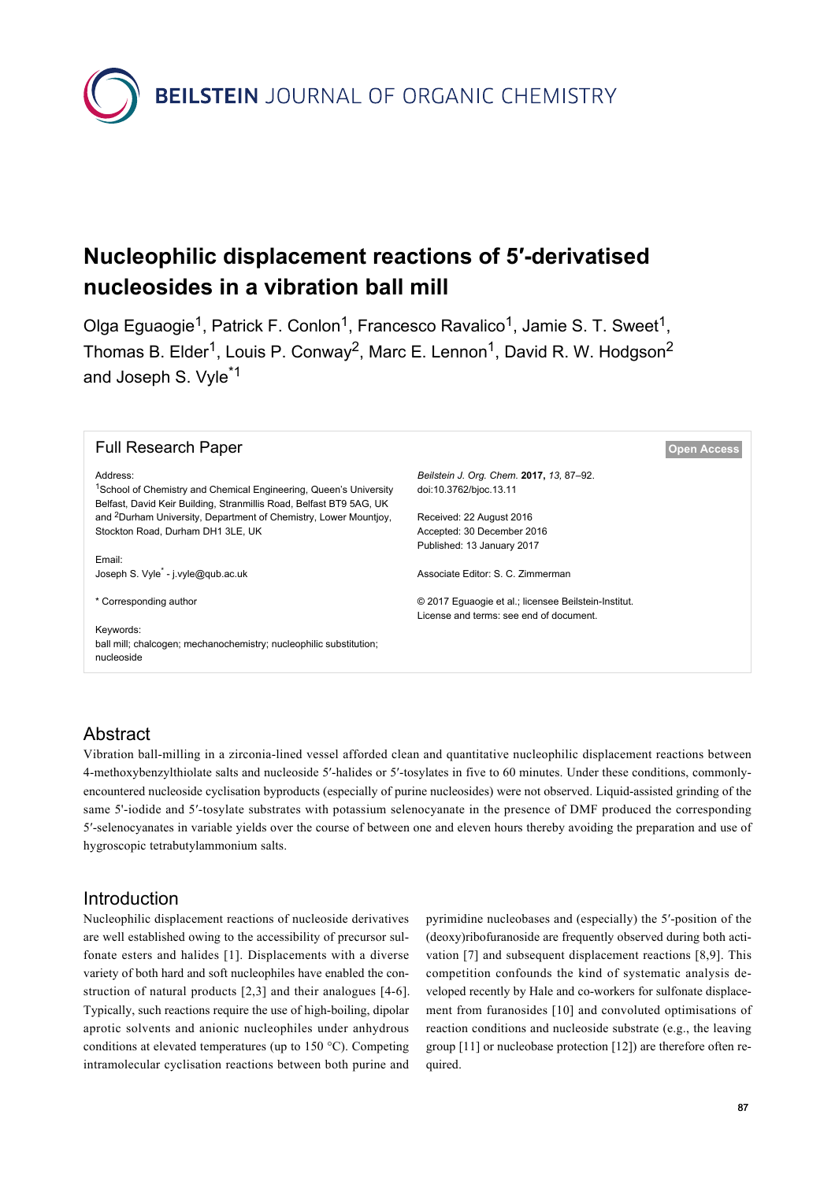# Nucleophilic displacement reactions of 5′-derivatised nucleosides in a vibration ball mill

Olga Eguaogie[1], Patrick F. Conlon[1], Francesco Ravalico[1], Jamie S. T. Sweet[1], Thomas B. Elder[1], Louis P. Conway[2], Marc E. Lennon[1], David R. W. Hodgson[2] and Joseph S. Vyle[*1]

Full Research Paper

Open Access

Address:
[1]School of Chemistry and Chemical Engineering, Queen's University Belfast, David Keir Building, Stranmillis Road, Belfast BT9 5AG, UK and [2]Durham University, Department of Chemistry, Lower Mountjoy, Stockton Road, Durham DH1 3LE, UK

Email:
Joseph S. Vyle[*] - j.vyle@qub.ac.uk

* Corresponding author

Keywords:
ball mill; chalcogen; mechanochemistry; nucleophilic substitution; nucleoside

*Beilstein J. Org. Chem.* **2017,** *13,* 87–92.
doi:10.3762/bjoc.13.11

Received: 22 August 2016
Accepted: 30 December 2016
Published: 13 January 2017

Associate Editor: S. C. Zimmerman

© 2017 Eguaogie et al.; licensee Beilstein-Institut.
License and terms: see end of document.

## Abstract

Vibration ball-milling in a zirconia-lined vessel afforded clean and quantitative nucleophilic displacement reactions between 4-methoxybenzylthiolate salts and nucleoside 5′-halides or 5′-tosylates in five to 60 minutes. Under these conditions, commonly-encountered nucleoside cyclisation byproducts (especially of purine nucleosides) were not observed. Liquid-assisted grinding of the same 5'-iodide and 5′-tosylate substrates with potassium selenocyanate in the presence of DMF produced the corresponding 5′-selenocyanates in variable yields over the course of between one and eleven hours thereby avoiding the preparation and use of hygroscopic tetrabutylammonium salts.

## Introduction

Nucleophilic displacement reactions of nucleoside derivatives are well established owing to the accessibility of precursor sulfonate esters and halides [1]. Displacements with a diverse variety of both hard and soft nucleophiles have enabled the construction of natural products [2,3] and their analogues [4-6]. Typically, such reactions require the use of high-boiling, dipolar aprotic solvents and anionic nucleophiles under anhydrous conditions at elevated temperatures (up to 150 °C). Competing intramolecular cyclisation reactions between both purine and pyrimidine nucleobases and (especially) the 5′-position of the (deoxy)ribofuranoside are frequently observed during both activation [7] and subsequent displacement reactions [8,9]. This competition confounds the kind of systematic analysis developed recently by Hale and co-workers for sulfonate displacement from furanosides [10] and convoluted optimisations of reaction conditions and nucleoside substrate (e.g., the leaving group [11] or nucleobase protection [12]) are therefore often required.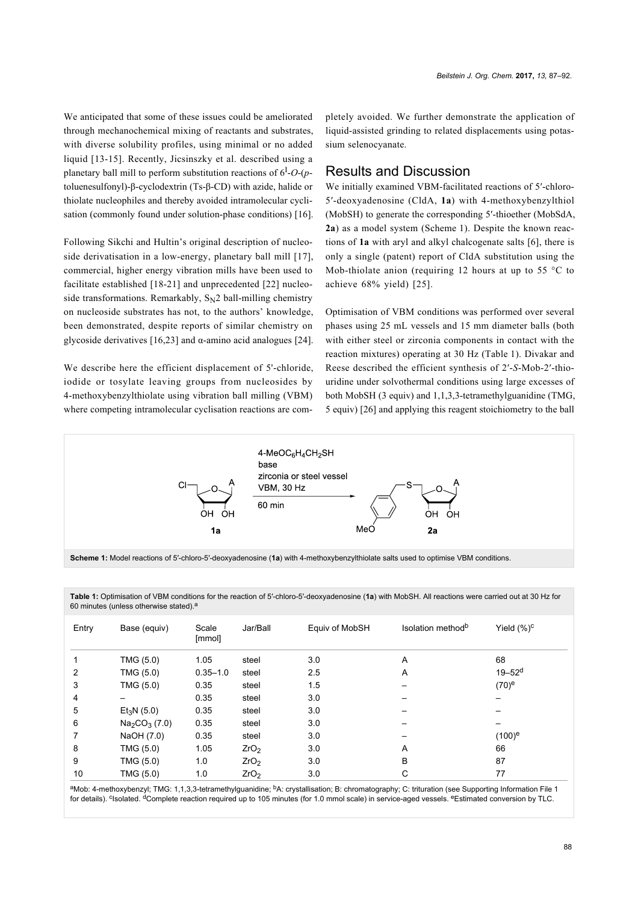We anticipated that some of these issues could be ameliorated through mechanochemical mixing of reactants and substrates, with diverse solubility profiles, using minimal or no added liquid [13-15]. Recently, Jicsinszky et al. described using a planetary ball mill to perform substitution reactions of $6^{I}$-*O*-(*p*-toluenesulfonyl)-β-cyclodextrin (Ts-β-CD) with azide, halide or thiolate nucleophiles and thereby avoided intramolecular cyclisation (commonly found under solution-phase conditions) [16].

Following Sikchi and Hultin's original description of nucleoside derivatisation in a low-energy, planetary ball mill [17], commercial, higher energy vibration mills have been used to facilitate established [18-21] and unprecedented [22] nucleoside transformations. Remarkably, $S_N2$ ball-milling chemistry on nucleoside substrates has not, to the authors' knowledge, been demonstrated, despite reports of similar chemistry on glycoside derivatives [16,23] and α-amino acid analogues [24].

We describe here the efficient displacement of 5'-chloride, iodide or tosylate leaving groups from nucleosides by 4-methoxybenzylthiolate using vibration ball milling (VBM) where competing intramolecular cyclisation reactions are completely avoided. We further demonstrate the application of liquid-assisted grinding to related displacements using potassium selenocyanate.

## Results and Discussion

We initially examined VBM-facilitated reactions of 5′-chloro-5′-deoxyadenosine (CldA, **1a**) with 4-methoxybenzylthiol (MobSH) to generate the corresponding 5′-thioether (MobSdA, **2a**) as a model system (Scheme 1). Despite the known reactions of **1a** with aryl and alkyl chalcogenate salts [6], there is only a single (patent) report of CldA substitution using the Mob-thiolate anion (requiring 12 hours at up to 55 °C to achieve 68% yield) [25].

Optimisation of VBM conditions was performed over several phases using 25 mL vessels and 15 mm diameter balls (both with either steel or zirconia components in contact with the reaction mixtures) operating at 30 Hz (Table 1). Divakar and Reese described the efficient synthesis of 2′-*S*-Mob-2′-thiouridine under solvothermal conditions using large excesses of both MobSH (3 equiv) and 1,1,3,3-tetramethylguanidine (TMG, 5 equiv) [26] and applying this reagent stoichiometry to the ball

**Scheme 1:** Model reactions of 5′-chloro-5′-deoxyadenosine (**1a**) with 4-methoxybenzylthiolate salts used to optimise VBM conditions.

**Table 1:** Optimisation of VBM conditions for the reaction of 5′-chloro-5′-deoxyadenosine (**1a**) with MobSH. All reactions were carried out at 30 Hz for 60 minutes (unless otherwise stated).[a]

| Entry | Base (equiv) | Scale [mmol] | Jar/Ball | Equiv of MobSH | Isolation method[b] | Yield (%)[c] |
|---|---|---|---|---|---|---|
| 1 | TMG (5.0) | 1.05 | steel | 3.0 | A | 68 |
| 2 | TMG (5.0) | 0.35–1.0 | steel | 2.5 | A | 19–52[d] |
| 3 | TMG (5.0) | 0.35 | steel | 1.5 | – | (70)[e] |
| 4 | – | 0.35 | steel | 3.0 | – | – |
| 5 | $Et_3N$ (5.0) | 0.35 | steel | 3.0 | – | – |
| 6 | $Na_2CO_3$ (7.0) | 0.35 | steel | 3.0 | – | – |
| 7 | NaOH (7.0) | 0.35 | steel | 3.0 | – | (100)[e] |
| 8 | TMG (5.0) | 1.05 | $ZrO_2$ | 3.0 | A | 66 |
| 9 | TMG (5.0) | 1.0 | $ZrO_2$ | 3.0 | B | 87 |
| 10 | TMG (5.0) | 1.0 | $ZrO_2$ | 3.0 | C | 77 |

[a]Mob: 4-methoxybenzyl; TMG: 1,1,3,3-tetramethylguanidine; [b]A: crystallisation; B: chromatography; C: trituration (see Supporting Information File 1 for details). [c]Isolated. [d]Complete reaction required up to 105 minutes (for 1.0 mmol scale) in service-aged vessels. [e]Estimated conversion by TLC.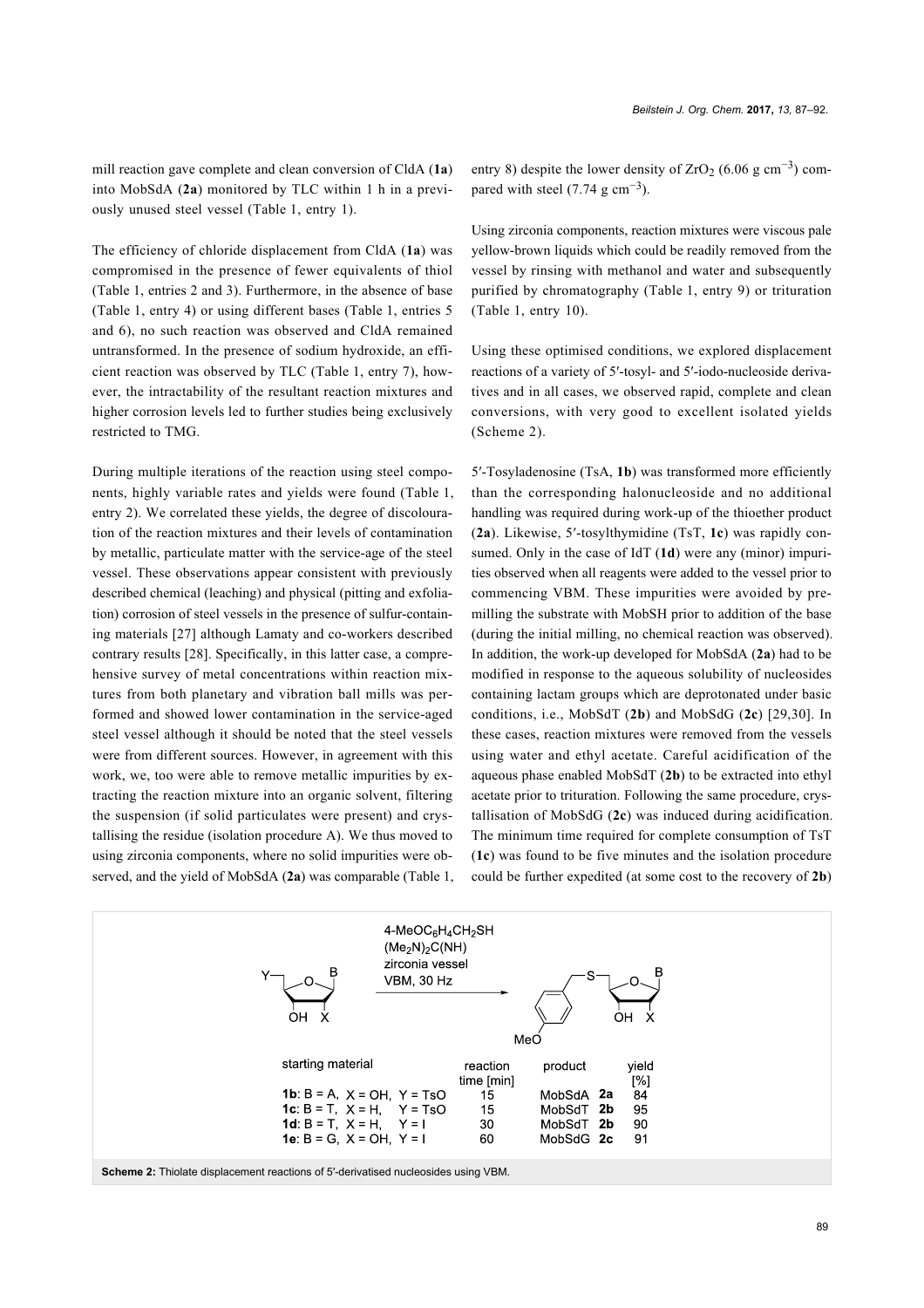mill reaction gave complete and clean conversion of CldA (**1a**) into MobSdA (**2a**) monitored by TLC within 1 h in a previously unused steel vessel (Table 1, entry 1).

The efficiency of chloride displacement from CldA (**1a**) was compromised in the presence of fewer equivalents of thiol (Table 1, entries 2 and 3). Furthermore, in the absence of base (Table 1, entry 4) or using different bases (Table 1, entries 5 and 6), no such reaction was observed and CldA remained untransformed. In the presence of sodium hydroxide, an efficient reaction was observed by TLC (Table 1, entry 7), however, the intractability of the resultant reaction mixtures and higher corrosion levels led to further studies being exclusively restricted to TMG.

During multiple iterations of the reaction using steel components, highly variable rates and yields were found (Table 1, entry 2). We correlated these yields, the degree of discolouration of the reaction mixtures and their levels of contamination by metallic, particulate matter with the service-age of the steel vessel. These observations appear consistent with previously described chemical (leaching) and physical (pitting and exfoliation) corrosion of steel vessels in the presence of sulfur-containing materials [27] although Lamaty and co-workers described contrary results [28]. Specifically, in this latter case, a comprehensive survey of metal concentrations within reaction mixtures from both planetary and vibration ball mills was performed and showed lower contamination in the service-aged steel vessel although it should be noted that the steel vessels were from different sources. However, in agreement with this work, we, too were able to remove metallic impurities by extracting the reaction mixture into an organic solvent, filtering the suspension (if solid particulates were present) and crystallising the residue (isolation procedure A). We thus moved to using zirconia components, where no solid impurities were observed, and the yield of MobSdA (**2a**) was comparable (Table 1, entry 8) despite the lower density of $ZrO_2$ (6.06 g $cm^{-3}$) compared with steel (7.74 g $cm^{-3}$).

Using zirconia components, reaction mixtures were viscous pale yellow-brown liquids which could be readily removed from the vessel by rinsing with methanol and water and subsequently purified by chromatography (Table 1, entry 9) or trituration (Table 1, entry 10).

Using these optimised conditions, we explored displacement reactions of a variety of 5′-tosyl- and 5′-iodo-nucleoside derivatives and in all cases, we observed rapid, complete and clean conversions, with very good to excellent isolated yields (Scheme 2).

5′-Tosyladenosine (TsA, **1b**) was transformed more efficiently than the corresponding halonucleoside and no additional handling was required during work-up of the thioether product (**2a**). Likewise, 5′-tosylthymidine (TsT, **1c**) was rapidly consumed. Only in the case of IdT (**1d**) were any (minor) impurities observed when all reagents were added to the vessel prior to commencing VBM. These impurities were avoided by pre-milling the substrate with MobSH prior to addition of the base (during the initial milling, no chemical reaction was observed). In addition, the work-up developed for MobSdA (**2a**) had to be modified in response to the aqueous solubility of nucleosides containing lactam groups which are deprotonated under basic conditions, i.e., MobSdT (**2b**) and MobSdG (**2c**) [29,30]. In these cases, reaction mixtures were removed from the vessels using water and ethyl acetate. Careful acidification of the aqueous phase enabled MobSdT (**2b**) to be extracted into ethyl acetate prior to trituration. Following the same procedure, crystallisation of MobSdG (**2c**) was induced during acidification. The minimum time required for complete consumption of TsT (**1c**) was found to be five minutes and the isolation procedure could be further expedited (at some cost to the recovery of **2b**)

Reagents/conditions: 4-$MeOC_6H_4CH_2SH$, $(Me_2N)_2C(NH)$, zirconia vessel, VBM, 30 Hz

| starting material | reaction time [min] | product | yield [%] |
|---|---|---|---|
| **1b**: B = A, X = OH, Y = TsO | 15 | MobSdA **2a** | 84 |
| **1c**: B = T, X = H, Y = TsO | 15 | MobSdT **2b** | 95 |
| **1d**: B = T, X = H, Y = I | 30 | MobSdT **2b** | 90 |
| **1e**: B = G, X = OH, Y = I | 60 | MobSdG **2c** | 91 |

**Scheme 2:** Thiolate displacement reactions of 5′-derivatised nucleosides using VBM.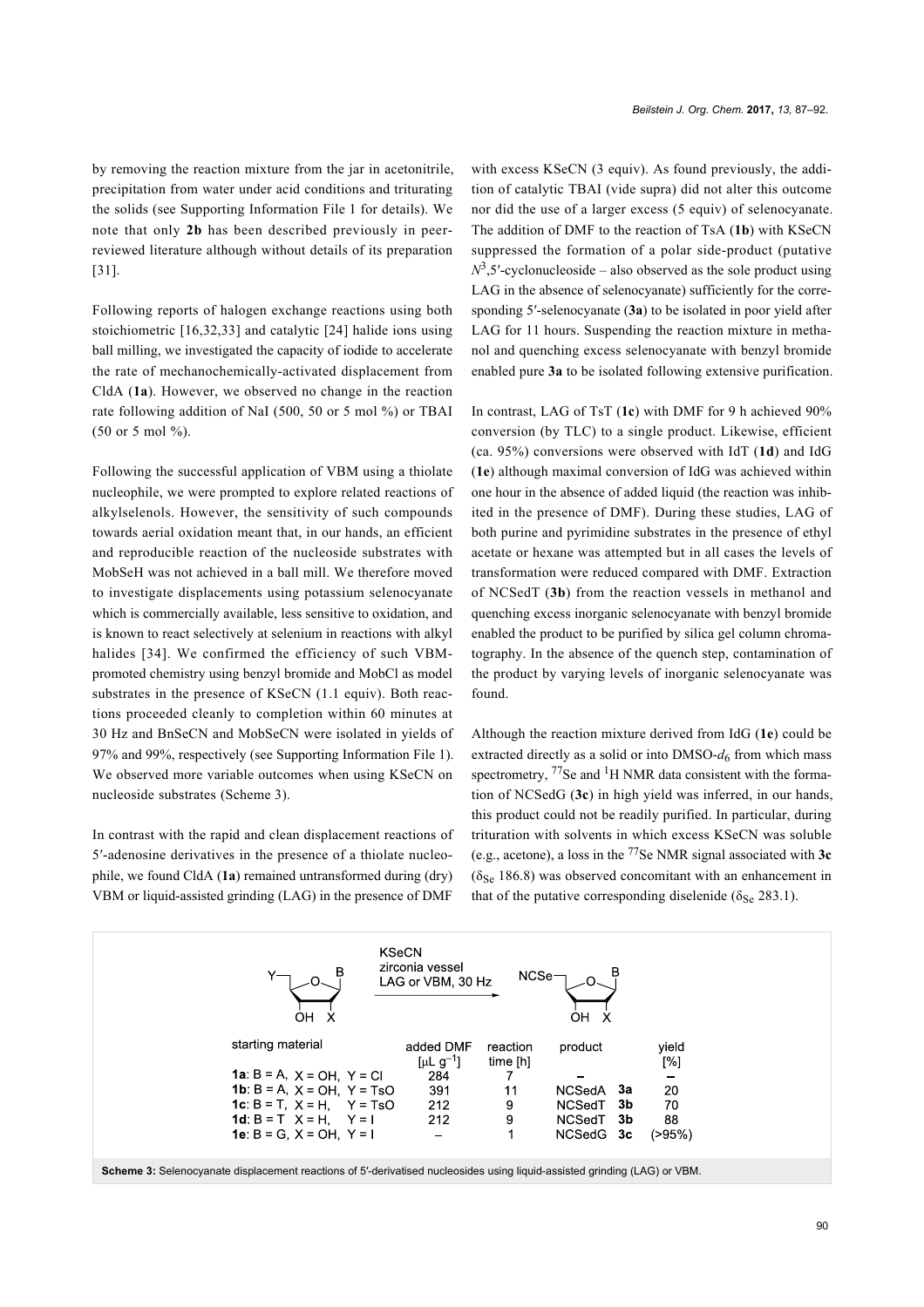by removing the reaction mixture from the jar in acetonitrile, precipitation from water under acid conditions and triturating the solids (see Supporting Information File 1 for details). We note that only **2b** has been described previously in peer-reviewed literature although without details of its preparation [31].

Following reports of halogen exchange reactions using both stoichiometric [16,32,33] and catalytic [24] halide ions using ball milling, we investigated the capacity of iodide to accelerate the rate of mechanochemically-activated displacement from CldA (**1a**). However, we observed no change in the reaction rate following addition of NaI (500, 50 or 5 mol %) or TBAI (50 or 5 mol %).

Following the successful application of VBM using a thiolate nucleophile, we were prompted to explore related reactions of alkylselenols. However, the sensitivity of such compounds towards aerial oxidation meant that, in our hands, an efficient and reproducible reaction of the nucleoside substrates with MobSeH was not achieved in a ball mill. We therefore moved to investigate displacements using potassium selenocyanate which is commercially available, less sensitive to oxidation, and is known to react selectively at selenium in reactions with alkyl halides [34]. We confirmed the efficiency of such VBM-promoted chemistry using benzyl bromide and MobCl as model substrates in the presence of KSeCN (1.1 equiv). Both reactions proceeded cleanly to completion within 60 minutes at 30 Hz and BnSeCN and MobSeCN were isolated in yields of 97% and 99%, respectively (see Supporting Information File 1). We observed more variable outcomes when using KSeCN on nucleoside substrates (Scheme 3).

In contrast with the rapid and clean displacement reactions of 5′-adenosine derivatives in the presence of a thiolate nucleophile, we found CldA (**1a**) remained untransformed during (dry) VBM or liquid-assisted grinding (LAG) in the presence of DMF with excess KSeCN (3 equiv). As found previously, the addition of catalytic TBAI (vide supra) did not alter this outcome nor did the use of a larger excess (5 equiv) of selenocyanate. The addition of DMF to the reaction of TsA (**1b**) with KSeCN suppressed the formation of a polar side-product (putative $N^3$,5′-cyclonucleoside – also observed as the sole product using LAG in the absence of selenocyanate) sufficiently for the corresponding 5′-selenocyanate (**3a**) to be isolated in poor yield after LAG for 11 hours. Suspending the reaction mixture in methanol and quenching excess selenocyanate with benzyl bromide enabled pure **3a** to be isolated following extensive purification.

In contrast, LAG of TsT (**1c**) with DMF for 9 h achieved 90% conversion (by TLC) to a single product. Likewise, efficient (ca. 95%) conversions were observed with IdT (**1d**) and IdG (**1e**) although maximal conversion of IdG was achieved within one hour in the absence of added liquid (the reaction was inhibited in the presence of DMF). During these studies, LAG of both purine and pyrimidine substrates in the presence of ethyl acetate or hexane was attempted but in all cases the levels of transformation were reduced compared with DMF. Extraction of NCSedT (**3b**) from the reaction vessels in methanol and quenching excess inorganic selenocyanate with benzyl bromide enabled the product to be purified by silica gel column chromatography. In the absence of the quench step, contamination of the product by varying levels of inorganic selenocyanate was found.

Although the reaction mixture derived from IdG (**1e**) could be extracted directly as a solid or into DMSO-$d_6$ from which mass spectrometry, $^{77}$Se and $^{1}$H NMR data consistent with the formation of NCSedG (**3c**) in high yield was inferred, in our hands, this product could not be readily purified. In particular, during trituration with solvents in which excess KSeCN was soluble (e.g., acetone), a loss in the $^{77}$Se NMR signal associated with **3c** ($\delta_{Se}$ 186.8) was observed concomitant with an enhancement in that of the putative corresponding diselenide ($\delta_{Se}$ 283.1).

KSeCN, zirconia vessel, LAG or VBM, 30 Hz

| starting material | added DMF [μL g$^{-1}$] | reaction time [h] | product | yield [%] |
|---|---|---|---|---|
| **1a**: B = A, X = OH, Y = Cl | 284 | 7 | – | – |
| **1b**: B = A, X = OH, Y = TsO | 391 | 11 | NCSedA **3a** | 20 |
| **1c**: B = T, X = H, Y = TsO | 212 | 9 | NCSedT **3b** | 70 |
| **1d**: B = T, X = H, Y = I | 212 | 9 | NCSedT **3b** | 88 |
| **1e**: B = G, X = OH, Y = I | – | 1 | NCSedG **3c** | (>95%) |

**Scheme 3:** Selenocyanate displacement reactions of 5′-derivatised nucleosides using liquid-assisted grinding (LAG) or VBM.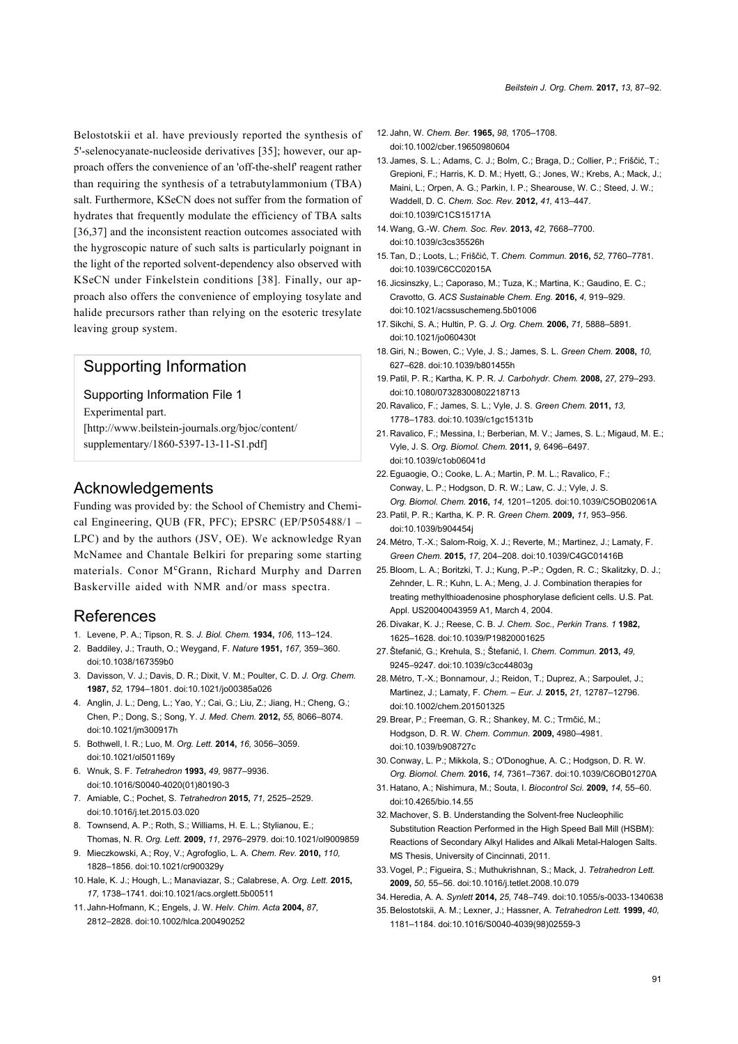Belostotskii et al. have previously reported the synthesis of 5'-selenocyanate-nucleoside derivatives [35]; however, our approach offers the convenience of an 'off-the-shelf' reagent rather than requiring the synthesis of a tetrabutylammonium (TBA) salt. Furthermore, KSeCN does not suffer from the formation of hydrates that frequently modulate the efficiency of TBA salts [36,37] and the inconsistent reaction outcomes associated with the hygroscopic nature of such salts is particularly poignant in the light of the reported solvent-dependency also observed with KSeCN under Finkelstein conditions [38]. Finally, our approach also offers the convenience of employing tosylate and halide precursors rather than relying on the esoteric tresylate leaving group system.

## Supporting Information

Supporting Information File 1
Experimental part.
[http://www.beilstein-journals.org/bjoc/content/supplementary/1860-5397-13-11-S1.pdf]

## Acknowledgements

Funding was provided by: the School of Chemistry and Chemical Engineering, QUB (FR, PFC); EPSRC (EP/P505488/1 – LPC) and by the authors (JSV, OE). We acknowledge Ryan McNamee and Chantale Belkiri for preparing some starting materials. Conor McGrann, Richard Murphy and Darren Baskerville aided with NMR and/or mass spectra.

## References

1. Levene, P. A.; Tipson, R. S. *J. Biol. Chem.* **1934,** *106,* 113–124.
2. Baddiley, J.; Trauth, O.; Weygand, F. *Nature* **1951,** *167,* 359–360. doi:10.1038/167359b0
3. Davisson, V. J.; Davis, D. R.; Dixit, V. M.; Poulter, C. D. *J. Org. Chem.* **1987,** *52,* 1794–1801. doi:10.1021/jo00385a026
4. Anglin, J. L.; Deng, L.; Yao, Y.; Cai, G.; Liu, Z.; Jiang, H.; Cheng, G.; Chen, P.; Dong, S.; Song, Y. *J. Med. Chem.* **2012,** *55,* 8066–8074. doi:10.1021/jm300917h
5. Bothwell, I. R.; Luo, M. *Org. Lett.* **2014,** *16,* 3056–3059. doi:10.1021/ol501169y
6. Wnuk, S. F. *Tetrahedron* **1993,** *49,* 9877–9936. doi:10.1016/S0040-4020(01)80190-3
7. Amiable, C.; Pochet, S. *Tetrahedron* **2015,** *71,* 2525–2529. doi:10.1016/j.tet.2015.03.020
8. Townsend, A. P.; Roth, S.; Williams, H. E. L.; Stylianou, E.; Thomas, N. R. *Org. Lett.* **2009,** *11,* 2976–2979. doi:10.1021/ol9009859
9. Mieczkowski, A.; Roy, V.; Agrofoglio, L. A. *Chem. Rev.* **2010,** *110,* 1828–1856. doi:10.1021/cr900329y
10. Hale, K. J.; Hough, L.; Manaviazar, S.; Calabrese, A. *Org. Lett.* **2015,** *17,* 1738–1741. doi:10.1021/acs.orglett.5b00511
11. Jahn-Hofmann, K.; Engels, J. W. *Helv. Chim. Acta* **2004,** *87,* 2812–2828. doi:10.1002/hlca.200490252
12. Jahn, W. *Chem. Ber.* **1965,** *98,* 1705–1708. doi:10.1002/cber.19650980604
13. James, S. L.; Adams, C. J.; Bolm, C.; Braga, D.; Collier, P.; Friščić, T.; Grepioni, F.; Harris, K. D. M.; Hyett, G.; Jones, W.; Krebs, A.; Mack, J.; Maini, L.; Orpen, A. G.; Parkin, I. P.; Shearouse, W. C.; Steed, J. W.; Waddell, D. C. *Chem. Soc. Rev.* **2012,** *41,* 413–447. doi:10.1039/C1CS15171A
14. Wang, G.-W. *Chem. Soc. Rev.* **2013,** *42,* 7668–7700. doi:10.1039/c3cs35526h
15. Tan, D.; Loots, L.; Friščić, T. *Chem. Commun.* **2016,** *52,* 7760–7781. doi:10.1039/C6CC02015A
16. Jicsinszky, L.; Caporaso, M.; Tuza, K.; Martina, K.; Gaudino, E. C.; Cravotto, G. *ACS Sustainable Chem. Eng.* **2016,** *4,* 919–929. doi:10.1021/acssuschemeng.5b01006
17. Sikchi, S. A.; Hultin, P. G. *J. Org. Chem.* **2006,** *71,* 5888–5891. doi:10.1021/jo060430t
18. Giri, N.; Bowen, C.; Vyle, J. S.; James, S. L. *Green Chem.* **2008,** *10,* 627–628. doi:10.1039/b801455h
19. Patil, P. R.; Kartha, K. P. R. *J. Carbohydr. Chem.* **2008,** *27,* 279–293. doi:10.1080/07328300802218713
20. Ravalico, F.; James, S. L.; Vyle, J. S. *Green Chem.* **2011,** *13,* 1778–1783. doi:10.1039/c1gc15131b
21. Ravalico, F.; Messina, I.; Berberian, M. V.; James, S. L.; Migaud, M. E.; Vyle, J. S. *Org. Biomol. Chem.* **2011,** *9,* 6496–6497. doi:10.1039/c1ob06041d
22. Eguaogie, O.; Cooke, L. A.; Martin, P. M. L.; Ravalico, F.; Conway, L. P.; Hodgson, D. R. W.; Law, C. J.; Vyle, J. S. *Org. Biomol. Chem.* **2016,** *14,* 1201–1205. doi:10.1039/C5OB02061A
23. Patil, P. R.; Kartha, K. P. R. *Green Chem.* **2009,** *11,* 953–956. doi:10.1039/b904454j
24. Métro, T.-X.; Salom-Roig, X. J.; Reverte, M.; Martinez, J.; Lamaty, F. *Green Chem.* **2015,** *17,* 204–208. doi:10.1039/C4GC01416B
25. Bloom, L. A.; Boritzki, T. J.; Kung, P.-P.; Ogden, R. C.; Skalitzky, D. J.; Zehnder, L. R.; Kuhn, L. A.; Meng, J. J. Combination therapies for treating methylthioadenosine phosphorylase deficient cells. U.S. Pat. Appl. US20040043959 A1, March 4, 2004.
26. Divakar, K. J.; Reese, C. B. *J. Chem. Soc., Perkin Trans. 1* **1982,** 1625–1628. doi:10.1039/P19820001625
27. Štefanić, G.; Krehula, S.; Štefanić, I. *Chem. Commun.* **2013,** *49,* 9245–9247. doi:10.1039/c3cc44803g
28. Métro, T.-X.; Bonnamour, J.; Reidon, T.; Duprez, A.; Sarpoulet, J.; Martinez, J.; Lamaty, F. *Chem. – Eur. J.* **2015,** *21,* 12787–12796. doi:10.1002/chem.201501325
29. Brear, P.; Freeman, G. R.; Shankey, M. C.; Trmčić, M.; Hodgson, D. R. W. *Chem. Commun.* **2009,** 4980–4981. doi:10.1039/b908727c
30. Conway, L. P.; Mikkola, S.; O'Donoghue, A. C.; Hodgson, D. R. W. *Org. Biomol. Chem.* **2016,** *14,* 7361–7367. doi:10.1039/C6OB01270A
31. Hatano, A.; Nishimura, M.; Souta, I. *Biocontrol Sci.* **2009,** *14,* 55–60. doi:10.4265/bio.14.55
32. Machover, S. B. Understanding the Solvent-free Nucleophilic Substitution Reaction Performed in the High Speed Ball Mill (HSBM): Reactions of Secondary Alkyl Halides and Alkali Metal-Halogen Salts. MS Thesis, University of Cincinnati, 2011.
33. Vogel, P.; Figueira, S.; Muthukrishnan, S.; Mack, J. *Tetrahedron Lett.* **2009,** *50,* 55–56. doi:10.1016/j.tetlet.2008.10.079
34. Heredia, A. A. *Synlett* **2014,** *25,* 748–749. doi:10.1055/s-0033-1340638
35. Belostotskii, A. M.; Lexner, J.; Hassner, A. *Tetrahedron Lett.* **1999,** *40,* 1181–1184. doi:10.1016/S0040-4039(98)02559-3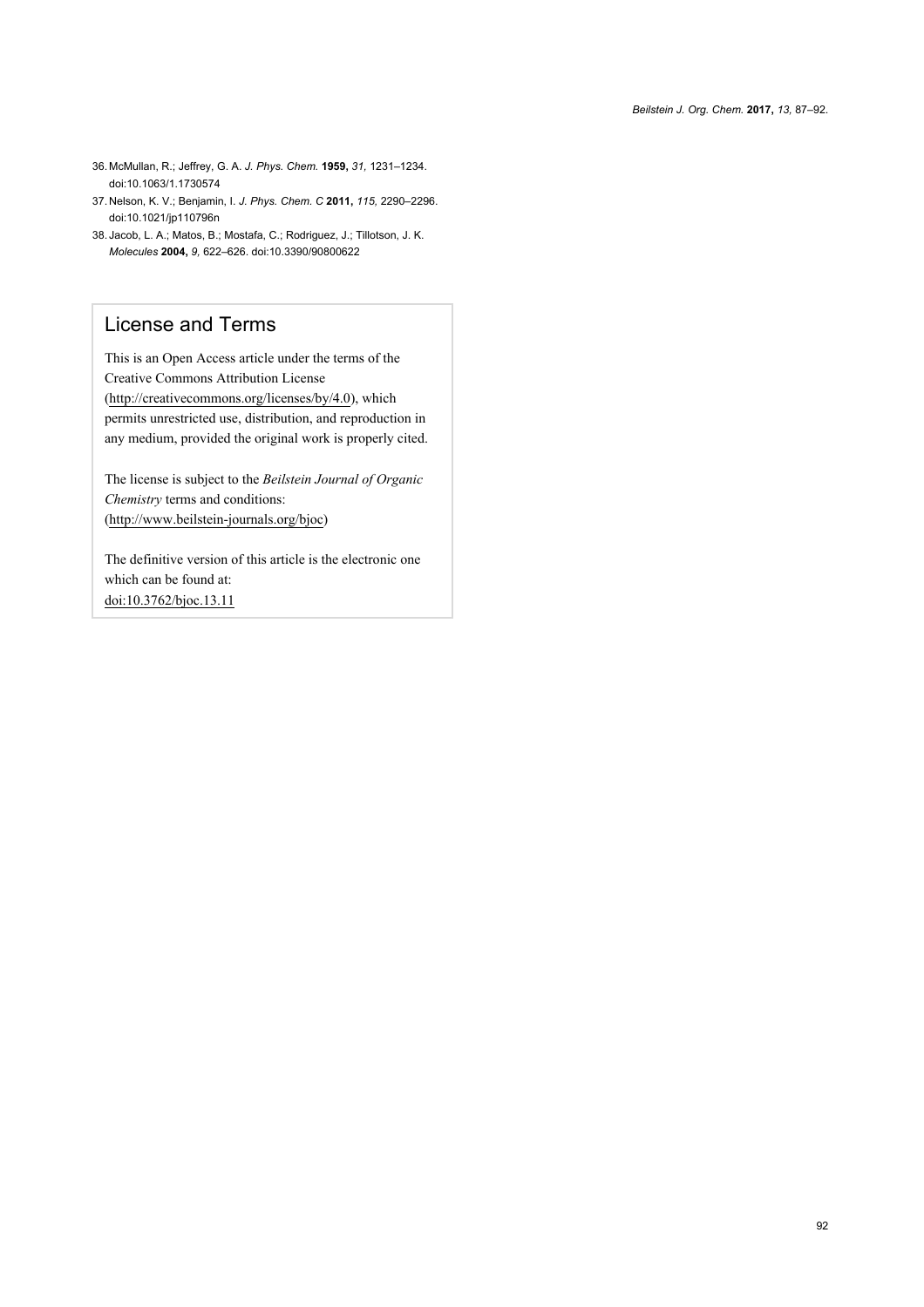36. McMullan, R.; Jeffrey, G. A. *J. Phys. Chem.* **1959,** *31,* 1231–1234. doi:10.1063/1.1730574
37. Nelson, K. V.; Benjamin, I. *J. Phys. Chem. C* **2011,** *115,* 2290–2296. doi:10.1021/jp110796n
38. Jacob, L. A.; Matos, B.; Mostafa, C.; Rodriguez, J.; Tillotson, J. K. *Molecules* **2004,** *9,* 622–626. doi:10.3390/90800622

## License and Terms

This is an Open Access article under the terms of the Creative Commons Attribution License (http://creativecommons.org/licenses/by/4.0), which permits unrestricted use, distribution, and reproduction in any medium, provided the original work is properly cited.

The license is subject to the *Beilstein Journal of Organic Chemistry* terms and conditions: (http://www.beilstein-journals.org/bjoc)

The definitive version of this article is the electronic one which can be found at: doi:10.3762/bjoc.13.11